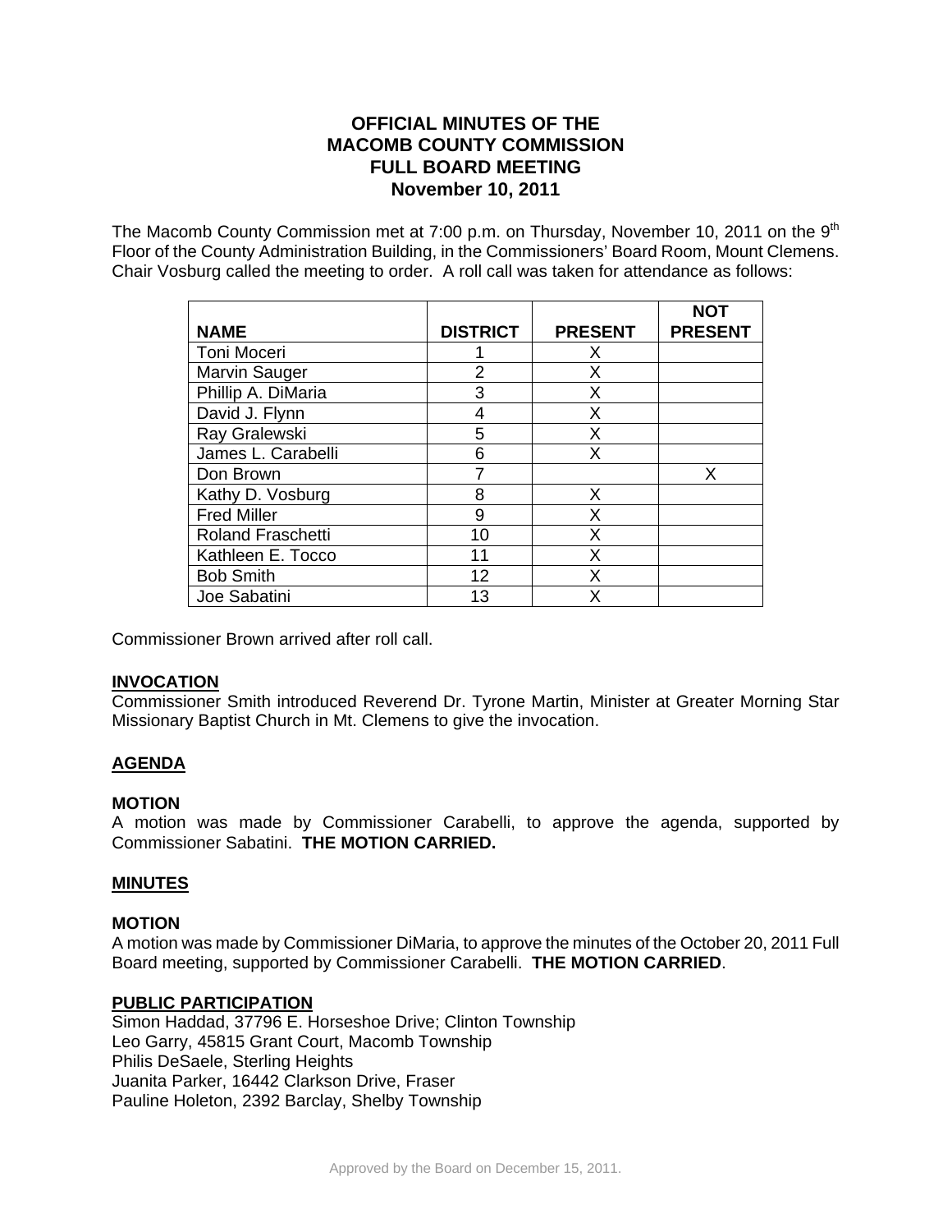# OFFICIAL MINUTES OF THE MACOMB COUNTY COMMISSION FULL BOARD MEETING November 10, 2011

The Macomb County Commission met at 7:00 p.m. on Thursday, November 10, 2011 on the 9th Floor of the County Administration Building, in the Commissioners' Board Room, Mount Clemens. Chair Vosburg called the meeting to order. A roll call was taken for attendance as follows:

| NAME | DISTRICT | PRESENT | NOT PRESENT |
|---|---|---|---|
| Toni Moceri | 1 | X | |
| Marvin Sauger | 2 | X | |
| Phillip A. DiMaria | 3 | X | |
| David J. Flynn | 4 | X | |
| Ray Gralewski | 5 | X | |
| James L. Carabelli | 6 | X | |
| Don Brown | 7 | | X |
| Kathy D. Vosburg | 8 | X | |
| Fred Miller | 9 | X | |
| Roland Fraschetti | 10 | X | |
| Kathleen E. Tocco | 11 | X | |
| Bob Smith | 12 | X | |
| Joe Sabatini | 13 | X | |

Commissioner Brown arrived after roll call.

## INVOCATION

Commissioner Smith introduced Reverend Dr. Tyrone Martin, Minister at Greater Morning Star Missionary Baptist Church in Mt. Clemens to give the invocation.

## AGENDA

### MOTION

A motion was made by Commissioner Carabelli, to approve the agenda, supported by Commissioner Sabatini. **THE MOTION CARRIED.**

## MINUTES

### MOTION

A motion was made by Commissioner DiMaria, to approve the minutes of the October 20, 2011 Full Board meeting, supported by Commissioner Carabelli. **THE MOTION CARRIED**.

## PUBLIC PARTICIPATION

Simon Haddad, 37796 E. Horseshoe Drive; Clinton Township
Leo Garry, 45815 Grant Court, Macomb Township
Philis DeSaele, Sterling Heights
Juanita Parker, 16442 Clarkson Drive, Fraser
Pauline Holeton, 2392 Barclay, Shelby Township

Approved by the Board on December 15, 2011.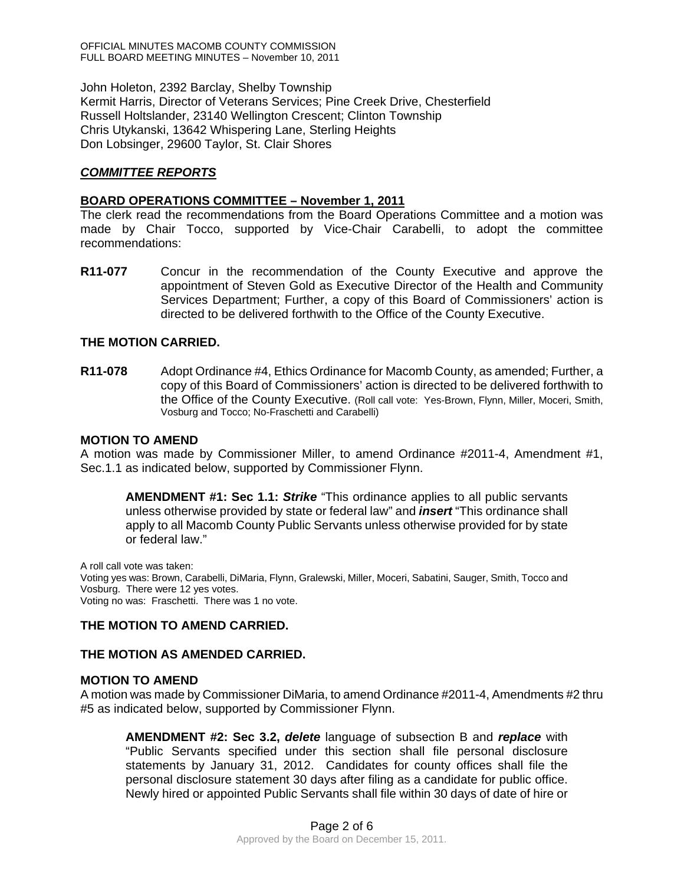John Holeton, 2392 Barclay, Shelby Township
Kermit Harris, Director of Veterans Services; Pine Creek Drive, Chesterfield
Russell Holtslander, 23140 Wellington Crescent; Clinton Township
Chris Utykanski, 13642 Whispering Lane, Sterling Heights
Don Lobsinger, 29600 Taylor, St. Clair Shores

## ***COMMITTEE REPORTS***

### BOARD OPERATIONS COMMITTEE – November 1, 2011

The clerk read the recommendations from the Board Operations Committee and a motion was made by Chair Tocco, supported by Vice-Chair Carabelli, to adopt the committee recommendations:

**R11-077** Concur in the recommendation of the County Executive and approve the appointment of Steven Gold as Executive Director of the Health and Community Services Department; Further, a copy of this Board of Commissioners' action is directed to be delivered forthwith to the Office of the County Executive.

**THE MOTION CARRIED.**

**R11-078** Adopt Ordinance #4, Ethics Ordinance for Macomb County, as amended; Further, a copy of this Board of Commissioners' action is directed to be delivered forthwith to the Office of the County Executive. (Roll call vote: Yes-Brown, Flynn, Miller, Moceri, Smith, Vosburg and Tocco; No-Fraschetti and Carabelli)

**MOTION TO AMEND**

A motion was made by Commissioner Miller, to amend Ordinance #2011-4, Amendment #1, Sec.1.1 as indicated below, supported by Commissioner Flynn.

> **AMENDMENT #1: Sec 1.1: *Strike*** "This ordinance applies to all public servants unless otherwise provided by state or federal law" and ***insert*** "This ordinance shall apply to all Macomb County Public Servants unless otherwise provided for by state or federal law."

A roll call vote was taken:
Voting yes was: Brown, Carabelli, DiMaria, Flynn, Gralewski, Miller, Moceri, Sabatini, Sauger, Smith, Tocco and Vosburg. There were 12 yes votes.
Voting no was: Fraschetti. There was 1 no vote.

**THE MOTION TO AMEND CARRIED.**

**THE MOTION AS AMENDED CARRIED.**

**MOTION TO AMEND**

A motion was made by Commissioner DiMaria, to amend Ordinance #2011-4, Amendments #2 thru #5 as indicated below, supported by Commissioner Flynn.

> **AMENDMENT #2: Sec 3.2, *delete*** language of subsection B and ***replace*** with "Public Servants specified under this section shall file personal disclosure statements by January 31, 2012. Candidates for county offices shall file the personal disclosure statement 30 days after filing as a candidate for public office. Newly hired or appointed Public Servants shall file within 30 days of date of hire or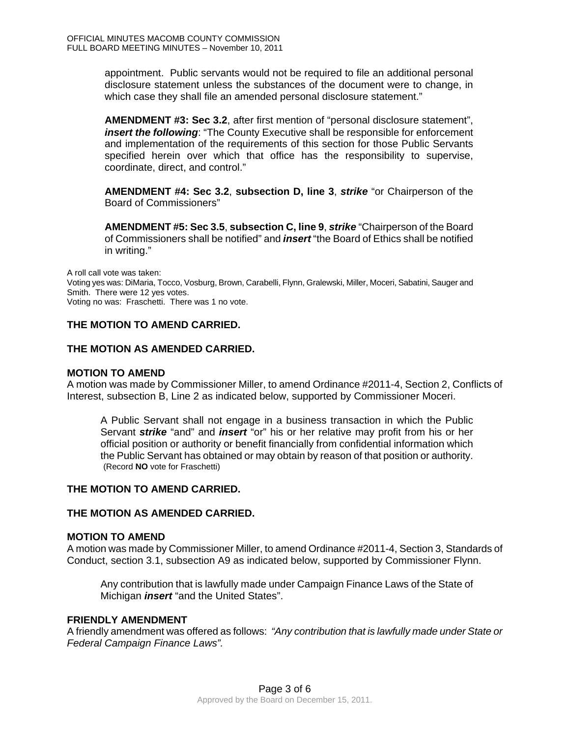appointment. Public servants would not be required to file an additional personal disclosure statement unless the substances of the document were to change, in which case they shall file an amended personal disclosure statement."

**AMENDMENT #3: Sec 3.2**, after first mention of "personal disclosure statement", ***insert the following***: "The County Executive shall be responsible for enforcement and implementation of the requirements of this section for those Public Servants specified herein over which that office has the responsibility to supervise, coordinate, direct, and control."

**AMENDMENT #4: Sec 3.2**, **subsection D, line 3**, ***strike*** "or Chairperson of the Board of Commissioners"

**AMENDMENT #5: Sec 3.5**, **subsection C, line 9**, ***strike*** "Chairperson of the Board of Commissioners shall be notified" and ***insert*** "the Board of Ethics shall be notified in writing."

A roll call vote was taken:
Voting yes was: DiMaria, Tocco, Vosburg, Brown, Carabelli, Flynn, Gralewski, Miller, Moceri, Sabatini, Sauger and Smith. There were 12 yes votes.
Voting no was: Fraschetti. There was 1 no vote.

**THE MOTION TO AMEND CARRIED.**

**THE MOTION AS AMENDED CARRIED.**

**MOTION TO AMEND**
A motion was made by Commissioner Miller, to amend Ordinance #2011-4, Section 2, Conflicts of Interest, subsection B, Line 2 as indicated below, supported by Commissioner Moceri.

A Public Servant shall not engage in a business transaction in which the Public Servant ***strike*** "and" and ***insert*** "or" his or her relative may profit from his or her official position or authority or benefit financially from confidential information which the Public Servant has obtained or may obtain by reason of that position or authority.
(Record **NO** vote for Fraschetti)

**THE MOTION TO AMEND CARRIED.**

**THE MOTION AS AMENDED CARRIED.**

**MOTION TO AMEND**
A motion was made by Commissioner Miller, to amend Ordinance #2011-4, Section 3, Standards of Conduct, section 3.1, subsection A9 as indicated below, supported by Commissioner Flynn.

Any contribution that is lawfully made under Campaign Finance Laws of the State of Michigan ***insert*** "and the United States".

**FRIENDLY AMENDMENT**
A friendly amendment was offered as follows: *"Any contribution that is lawfully made under State or Federal Campaign Finance Laws".*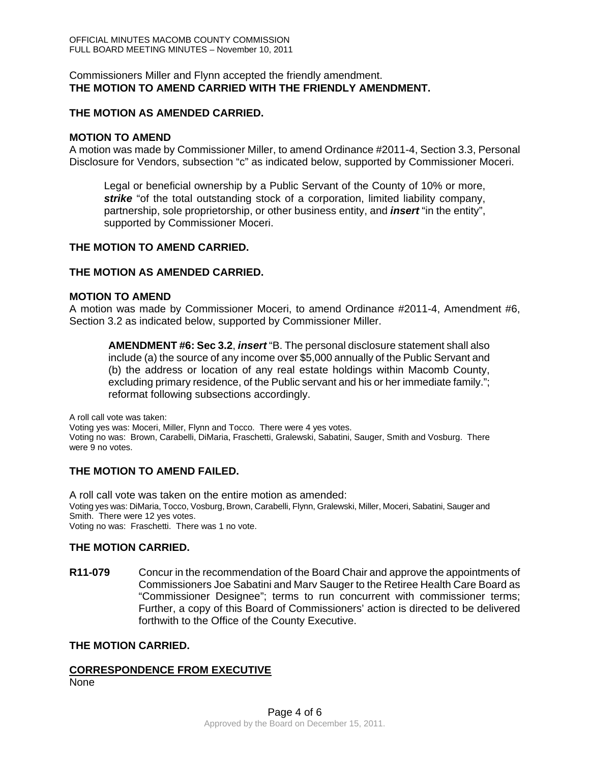Commissioners Miller and Flynn accepted the friendly amendment.
**THE MOTION TO AMEND CARRIED WITH THE FRIENDLY AMENDMENT.**

**THE MOTION AS AMENDED CARRIED.**

**MOTION TO AMEND**
A motion was made by Commissioner Miller, to amend Ordinance #2011-4, Section 3.3, Personal Disclosure for Vendors, subsection "c" as indicated below, supported by Commissioner Moceri.

> Legal or beneficial ownership by a Public Servant of the County of 10% or more, ***strike*** "of the total outstanding stock of a corporation, limited liability company, partnership, sole proprietorship, or other business entity, and ***insert*** "in the entity", supported by Commissioner Moceri.

**THE MOTION TO AMEND CARRIED.**

**THE MOTION AS AMENDED CARRIED.**

**MOTION TO AMEND**
A motion was made by Commissioner Moceri, to amend Ordinance #2011-4, Amendment #6, Section 3.2 as indicated below, supported by Commissioner Miller.

> **AMENDMENT #6: Sec 3.2**, ***insert*** "B. The personal disclosure statement shall also include (a) the source of any income over $5,000 annually of the Public Servant and (b) the address or location of any real estate holdings within Macomb County, excluding primary residence, of the Public servant and his or her immediate family."; reformat following subsections accordingly.

A roll call vote was taken:
Voting yes was: Moceri, Miller, Flynn and Tocco. There were 4 yes votes.
Voting no was: Brown, Carabelli, DiMaria, Fraschetti, Gralewski, Sabatini, Sauger, Smith and Vosburg. There were 9 no votes.

**THE MOTION TO AMEND FAILED.**

A roll call vote was taken on the entire motion as amended:
Voting yes was: DiMaria, Tocco, Vosburg, Brown, Carabelli, Flynn, Gralewski, Miller, Moceri, Sabatini, Sauger and Smith. There were 12 yes votes.
Voting no was: Fraschetti. There was 1 no vote.

**THE MOTION CARRIED.**

**R11-079** Concur in the recommendation of the Board Chair and approve the appointments of Commissioners Joe Sabatini and Marv Sauger to the Retiree Health Care Board as "Commissioner Designee"; terms to run concurrent with commissioner terms; Further, a copy of this Board of Commissioners' action is directed to be delivered forthwith to the Office of the County Executive.

**THE MOTION CARRIED.**

**<u>CORRESPONDENCE FROM EXECUTIVE</u>**
None

Approved by the Board on December 15, 2011.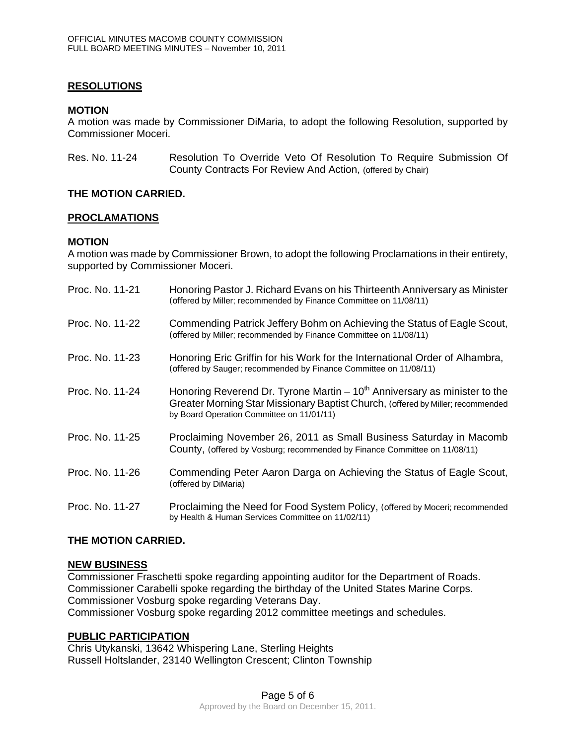## RESOLUTIONS

**MOTION**

A motion was made by Commissioner DiMaria, to adopt the following Resolution, supported by Commissioner Moceri.

Res. No. 11-24 Resolution To Override Veto Of Resolution To Require Submission Of County Contracts For Review And Action, (offered by Chair)

**THE MOTION CARRIED.**

## PROCLAMATIONS

**MOTION**

A motion was made by Commissioner Brown, to adopt the following Proclamations in their entirety, supported by Commissioner Moceri.

Proc. No. 11-21 Honoring Pastor J. Richard Evans on his Thirteenth Anniversary as Minister (offered by Miller; recommended by Finance Committee on 11/08/11)

Proc. No. 11-22 Commending Patrick Jeffery Bohm on Achieving the Status of Eagle Scout, (offered by Miller; recommended by Finance Committee on 11/08/11)

Proc. No. 11-23 Honoring Eric Griffin for his Work for the International Order of Alhambra, (offered by Sauger; recommended by Finance Committee on 11/08/11)

Proc. No. 11-24 Honoring Reverend Dr. Tyrone Martin – 10th Anniversary as minister to the Greater Morning Star Missionary Baptist Church, (offered by Miller; recommended by Board Operation Committee on 11/01/11)

Proc. No. 11-25 Proclaiming November 26, 2011 as Small Business Saturday in Macomb County, (offered by Vosburg; recommended by Finance Committee on 11/08/11)

Proc. No. 11-26 Commending Peter Aaron Darga on Achieving the Status of Eagle Scout, (offered by DiMaria)

Proc. No. 11-27 Proclaiming the Need for Food System Policy, (offered by Moceri; recommended by Health & Human Services Committee on 11/02/11)

**THE MOTION CARRIED.**

## NEW BUSINESS

Commissioner Fraschetti spoke regarding appointing auditor for the Department of Roads.
Commissioner Carabelli spoke regarding the birthday of the United States Marine Corps.
Commissioner Vosburg spoke regarding Veterans Day.
Commissioner Vosburg spoke regarding 2012 committee meetings and schedules.

## PUBLIC PARTICIPATION

Chris Utykanski, 13642 Whispering Lane, Sterling Heights
Russell Holtslander, 23140 Wellington Crescent; Clinton Township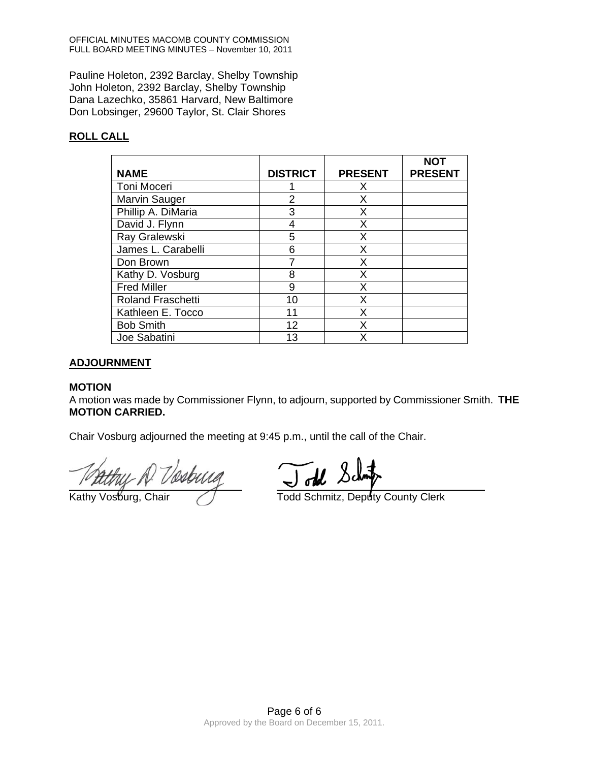Pauline Holeton, 2392 Barclay, Shelby Township
John Holeton, 2392 Barclay, Shelby Township
Dana Lazechko, 35861 Harvard, New Baltimore
Don Lobsinger, 29600 Taylor, St. Clair Shores

## ROLL CALL

| NAME | DISTRICT | PRESENT | NOT PRESENT |
|---|---|---|---|
| Toni Moceri | 1 | X | |
| Marvin Sauger | 2 | X | |
| Phillip A. DiMaria | 3 | X | |
| David J. Flynn | 4 | X | |
| Ray Gralewski | 5 | X | |
| James L. Carabelli | 6 | X | |
| Don Brown | 7 | X | |
| Kathy D. Vosburg | 8 | X | |
| Fred Miller | 9 | X | |
| Roland Fraschetti | 10 | X | |
| Kathleen E. Tocco | 11 | X | |
| Bob Smith | 12 | X | |
| Joe Sabatini | 13 | X | |

## ADJOURNMENT

### MOTION

A motion was made by Commissioner Flynn, to adjourn, supported by Commissioner Smith. **THE MOTION CARRIED.**

Chair Vosburg adjourned the meeting at 9:45 p.m., until the call of the Chair.

Kathy Vosburg, Chair

Todd Schmitz, Deputy County Clerk

Approved by the Board on December 15, 2011.